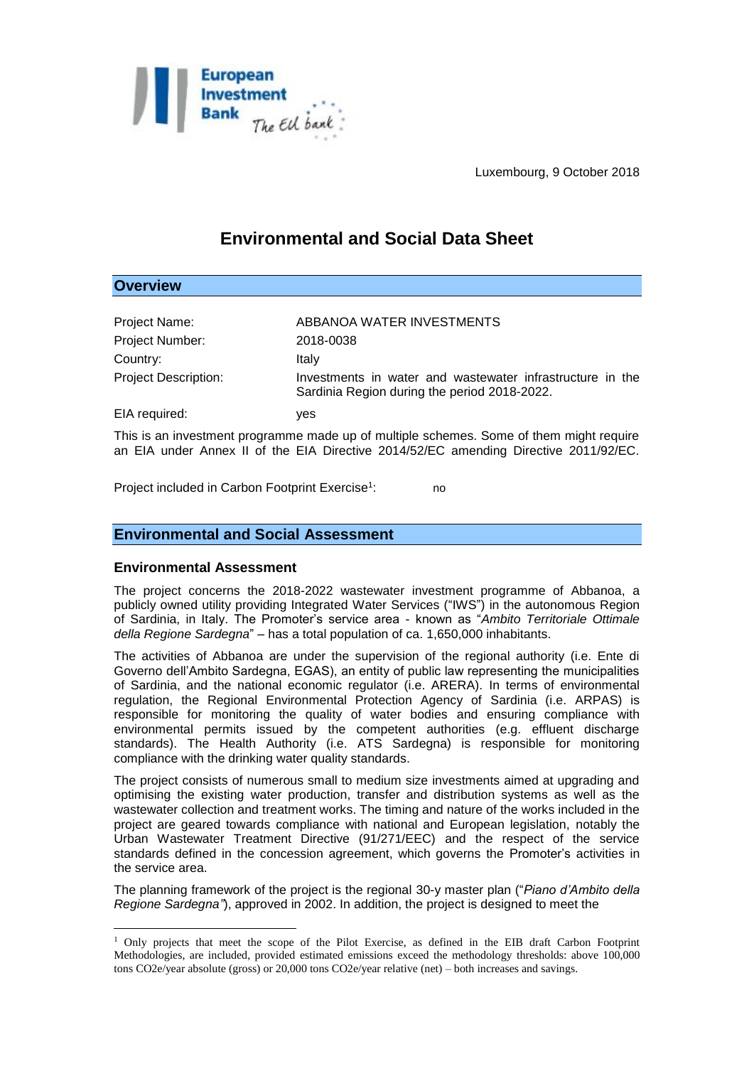Luxembourg, 9 October 2018

# Environmental and Social Data Sheet

## Overview

| | |
|---|---|
| Project Name: | ABBANOA WATER INVESTMENTS |
| Project Number: | 2018-0038 |
| Country: | Italy |
| Project Description: | Investments in water and wastewater infrastructure in the Sardinia Region during the period 2018-2022. |
| EIA required: | yes |

This is an investment programme made up of multiple schemes. Some of them might require an EIA under Annex II of the EIA Directive 2014/52/EC amending Directive 2011/92/EC.

Project included in Carbon Footprint Exercise[1]: no

## Environmental and Social Assessment

### Environmental Assessment

The project concerns the 2018-2022 wastewater investment programme of Abbanoa, a publicly owned utility providing Integrated Water Services ("IWS") in the autonomous Region of Sardinia, in Italy. The Promoter's service area - known as "*Ambito Territoriale Ottimale della Regione Sardegna*" – has a total population of ca. 1,650,000 inhabitants.

The activities of Abbanoa are under the supervision of the regional authority (i.e. Ente di Governo dell'Ambito Sardegna, EGAS), an entity of public law representing the municipalities of Sardinia, and the national economic regulator (i.e. ARERA). In terms of environmental regulation, the Regional Environmental Protection Agency of Sardinia (i.e. ARPAS) is responsible for monitoring the quality of water bodies and ensuring compliance with environmental permits issued by the competent authorities (e.g. effluent discharge standards). The Health Authority (i.e. ATS Sardegna) is responsible for monitoring compliance with the drinking water quality standards.

The project consists of numerous small to medium size investments aimed at upgrading and optimising the existing water production, transfer and distribution systems as well as the wastewater collection and treatment works. The timing and nature of the works included in the project are geared towards compliance with national and European legislation, notably the Urban Wastewater Treatment Directive (91/271/EEC) and the respect of the service standards defined in the concession agreement, which governs the Promoter's activities in the service area.

The planning framework of the project is the regional 30-y master plan ("*Piano d'Ambito della Regione Sardegna"*), approved in 2002. In addition, the project is designed to meet the

---

[1] Only projects that meet the scope of the Pilot Exercise, as defined in the EIB draft Carbon Footprint Methodologies, are included, provided estimated emissions exceed the methodology thresholds: above 100,000 tons CO2e/year absolute (gross) or 20,000 tons CO2e/year relative (net) – both increases and savings.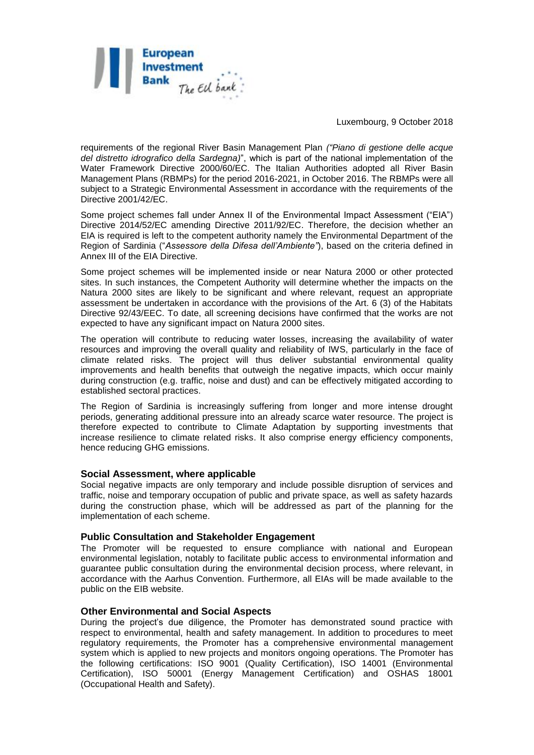requirements of the regional River Basin Management Plan *("Piano di gestione delle acque del distretto idrografico della Sardegna)*", which is part of the national implementation of the Water Framework Directive 2000/60/EC. The Italian Authorities adopted all River Basin Management Plans (RBMPs) for the period 2016-2021, in October 2016. The RBMPs were all subject to a Strategic Environmental Assessment in accordance with the requirements of the Directive 2001/42/EC.

Some project schemes fall under Annex II of the Environmental Impact Assessment ("EIA") Directive 2014/52/EC amending Directive 2011/92/EC. Therefore, the decision whether an EIA is required is left to the competent authority namely the Environmental Department of the Region of Sardinia ("*Assessore della Difesa dell'Ambiente"*), based on the criteria defined in Annex III of the EIA Directive.

Some project schemes will be implemented inside or near Natura 2000 or other protected sites. In such instances, the Competent Authority will determine whether the impacts on the Natura 2000 sites are likely to be significant and where relevant, request an appropriate assessment be undertaken in accordance with the provisions of the Art. 6 (3) of the Habitats Directive 92/43/EEC. To date, all screening decisions have confirmed that the works are not expected to have any significant impact on Natura 2000 sites.

The operation will contribute to reducing water losses, increasing the availability of water resources and improving the overall quality and reliability of IWS, particularly in the face of climate related risks. The project will thus deliver substantial environmental quality improvements and health benefits that outweigh the negative impacts, which occur mainly during construction (e.g. traffic, noise and dust) and can be effectively mitigated according to established sectoral practices.

The Region of Sardinia is increasingly suffering from longer and more intense drought periods, generating additional pressure into an already scarce water resource. The project is therefore expected to contribute to Climate Adaptation by supporting investments that increase resilience to climate related risks. It also comprise energy efficiency components, hence reducing GHG emissions.

### Social Assessment, where applicable

Social negative impacts are only temporary and include possible disruption of services and traffic, noise and temporary occupation of public and private space, as well as safety hazards during the construction phase, which will be addressed as part of the planning for the implementation of each scheme.

### Public Consultation and Stakeholder Engagement

The Promoter will be requested to ensure compliance with national and European environmental legislation, notably to facilitate public access to environmental information and guarantee public consultation during the environmental decision process, where relevant, in accordance with the Aarhus Convention. Furthermore, all EIAs will be made available to the public on the EIB website.

### Other Environmental and Social Aspects

During the project's due diligence, the Promoter has demonstrated sound practice with respect to environmental, health and safety management. In addition to procedures to meet regulatory requirements, the Promoter has a comprehensive environmental management system which is applied to new projects and monitors ongoing operations. The Promoter has the following certifications: ISO 9001 (Quality Certification), ISO 14001 (Environmental Certification), ISO 50001 (Energy Management Certification) and OSHAS 18001 (Occupational Health and Safety).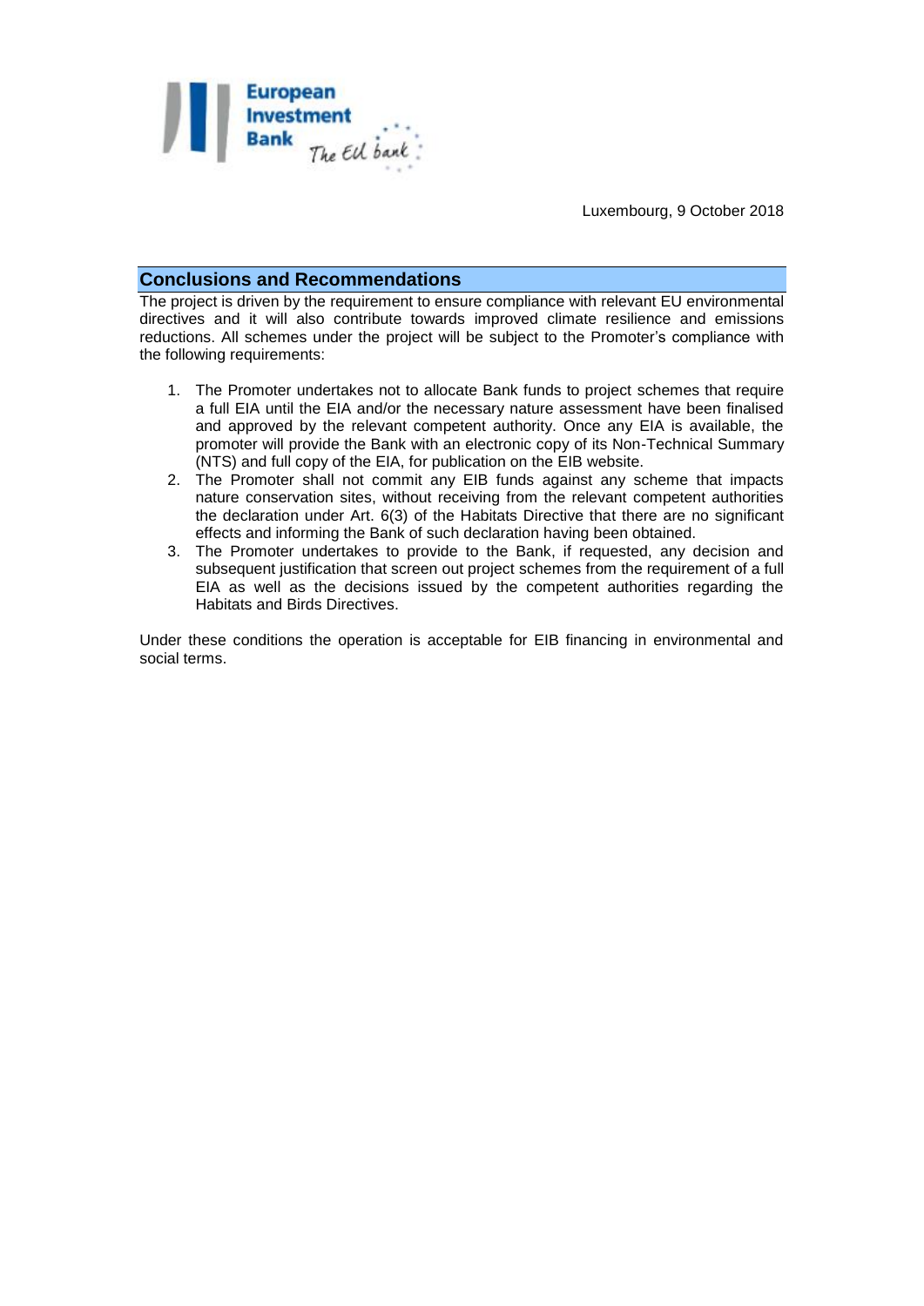Luxembourg, 9 October 2018

## Conclusions and Recommendations

The project is driven by the requirement to ensure compliance with relevant EU environmental directives and it will also contribute towards improved climate resilience and emissions reductions. All schemes under the project will be subject to the Promoter's compliance with the following requirements:

1. The Promoter undertakes not to allocate Bank funds to project schemes that require a full EIA until the EIA and/or the necessary nature assessment have been finalised and approved by the relevant competent authority. Once any EIA is available, the promoter will provide the Bank with an electronic copy of its Non-Technical Summary (NTS) and full copy of the EIA, for publication on the EIB website.
2. The Promoter shall not commit any EIB funds against any scheme that impacts nature conservation sites, without receiving from the relevant competent authorities the declaration under Art. 6(3) of the Habitats Directive that there are no significant effects and informing the Bank of such declaration having been obtained.
3. The Promoter undertakes to provide to the Bank, if requested, any decision and subsequent justification that screen out project schemes from the requirement of a full EIA as well as the decisions issued by the competent authorities regarding the Habitats and Birds Directives.

Under these conditions the operation is acceptable for EIB financing in environmental and social terms.